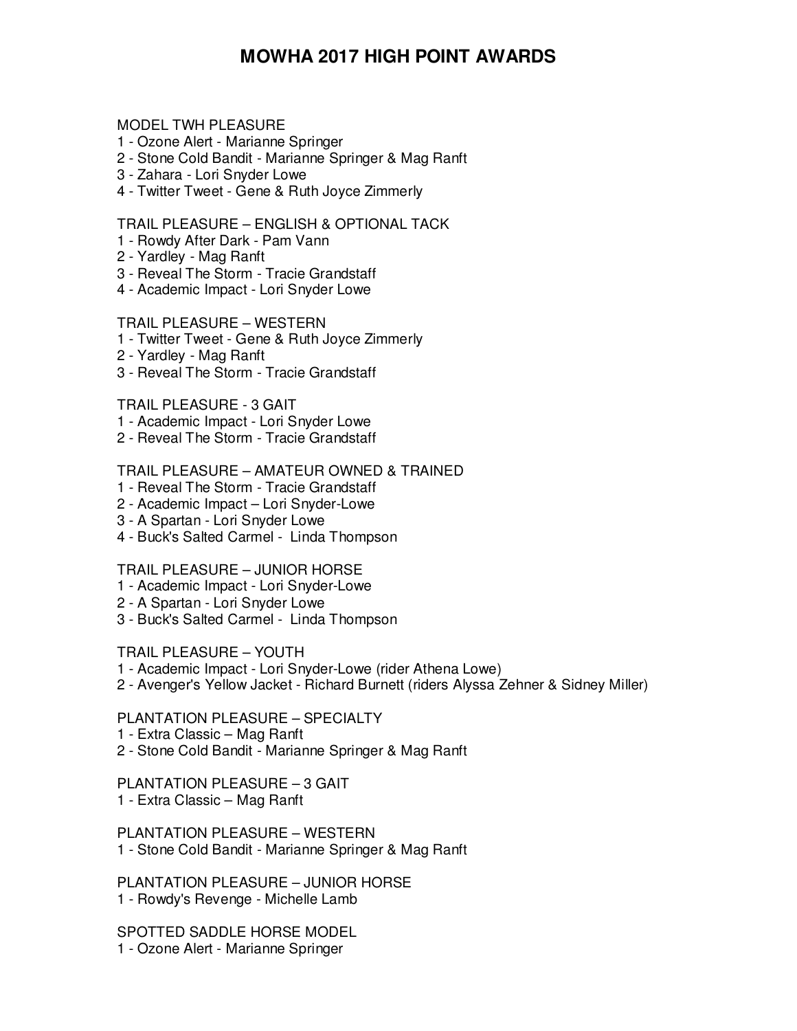# MOWHA 2017 HIGH POINT AWARDS

MODEL TWH PLEASURE
1 - Ozone Alert - Marianne Springer
2 - Stone Cold Bandit - Marianne Springer & Mag Ranft
3 - Zahara - Lori Snyder Lowe
4 - Twitter Tweet - Gene & Ruth Joyce Zimmerly

TRAIL PLEASURE – ENGLISH & OPTIONAL TACK
1 - Rowdy After Dark - Pam Vann
2 - Yardley - Mag Ranft
3 - Reveal The Storm - Tracie Grandstaff
4 - Academic Impact - Lori Snyder Lowe

TRAIL PLEASURE – WESTERN
1 - Twitter Tweet - Gene & Ruth Joyce Zimmerly
2 - Yardley - Mag Ranft
3 - Reveal The Storm - Tracie Grandstaff

TRAIL PLEASURE - 3 GAIT
1 - Academic Impact - Lori Snyder Lowe
2 - Reveal The Storm - Tracie Grandstaff

TRAIL PLEASURE – AMATEUR OWNED & TRAINED
1 - Reveal The Storm - Tracie Grandstaff
2 - Academic Impact – Lori Snyder-Lowe
3 - A Spartan - Lori Snyder Lowe
4 - Buck's Salted Carmel - Linda Thompson

TRAIL PLEASURE – JUNIOR HORSE
1 - Academic Impact - Lori Snyder-Lowe
2 - A Spartan - Lori Snyder Lowe
3 - Buck's Salted Carmel - Linda Thompson

TRAIL PLEASURE – YOUTH
1 - Academic Impact - Lori Snyder-Lowe (rider Athena Lowe)
2 - Avenger's Yellow Jacket - Richard Burnett (riders Alyssa Zehner & Sidney Miller)

PLANTATION PLEASURE – SPECIALTY
1 - Extra Classic – Mag Ranft
2 - Stone Cold Bandit - Marianne Springer & Mag Ranft

PLANTATION PLEASURE – 3 GAIT
1 - Extra Classic – Mag Ranft

PLANTATION PLEASURE – WESTERN
1 - Stone Cold Bandit - Marianne Springer & Mag Ranft

PLANTATION PLEASURE – JUNIOR HORSE
1 - Rowdy's Revenge - Michelle Lamb

SPOTTED SADDLE HORSE MODEL
1 - Ozone Alert - Marianne Springer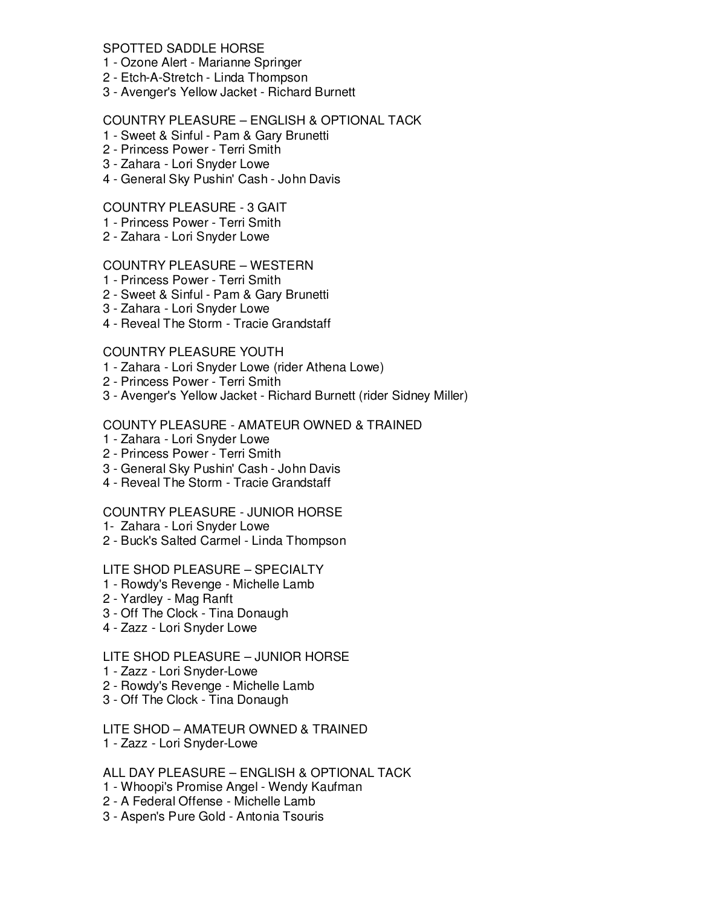SPOTTED SADDLE HORSE
1 - Ozone Alert - Marianne Springer
2 - Etch-A-Stretch - Linda Thompson
3 - Avenger's Yellow Jacket - Richard Burnett

COUNTRY PLEASURE – ENGLISH & OPTIONAL TACK
1 - Sweet & Sinful - Pam & Gary Brunetti
2 - Princess Power - Terri Smith
3 - Zahara - Lori Snyder Lowe
4 - General Sky Pushin' Cash - John Davis

COUNTRY PLEASURE - 3 GAIT
1 - Princess Power - Terri Smith
2 - Zahara - Lori Snyder Lowe

COUNTRY PLEASURE – WESTERN
1 - Princess Power - Terri Smith
2 - Sweet & Sinful - Pam & Gary Brunetti
3 - Zahara - Lori Snyder Lowe
4 - Reveal The Storm - Tracie Grandstaff

COUNTRY PLEASURE YOUTH
1 - Zahara - Lori Snyder Lowe (rider Athena Lowe)
2 - Princess Power - Terri Smith
3 - Avenger's Yellow Jacket - Richard Burnett (rider Sidney Miller)

COUNTY PLEASURE - AMATEUR OWNED & TRAINED
1 - Zahara - Lori Snyder Lowe
2 - Princess Power - Terri Smith
3 - General Sky Pushin' Cash - John Davis
4 - Reveal The Storm - Tracie Grandstaff

COUNTRY PLEASURE - JUNIOR HORSE
1- Zahara - Lori Snyder Lowe
2 - Buck's Salted Carmel - Linda Thompson

LITE SHOD PLEASURE – SPECIALTY
1 - Rowdy's Revenge - Michelle Lamb
2 - Yardley - Mag Ranft
3 - Off The Clock - Tina Donaugh
4 - Zazz - Lori Snyder Lowe

LITE SHOD PLEASURE – JUNIOR HORSE
1 - Zazz - Lori Snyder-Lowe
2 - Rowdy's Revenge - Michelle Lamb
3 - Off The Clock - Tina Donaugh

LITE SHOD – AMATEUR OWNED & TRAINED
1 - Zazz - Lori Snyder-Lowe

ALL DAY PLEASURE – ENGLISH & OPTIONAL TACK
1 - Whoopi's Promise Angel - Wendy Kaufman
2 - A Federal Offense - Michelle Lamb
3 - Aspen's Pure Gold - Antonia Tsouris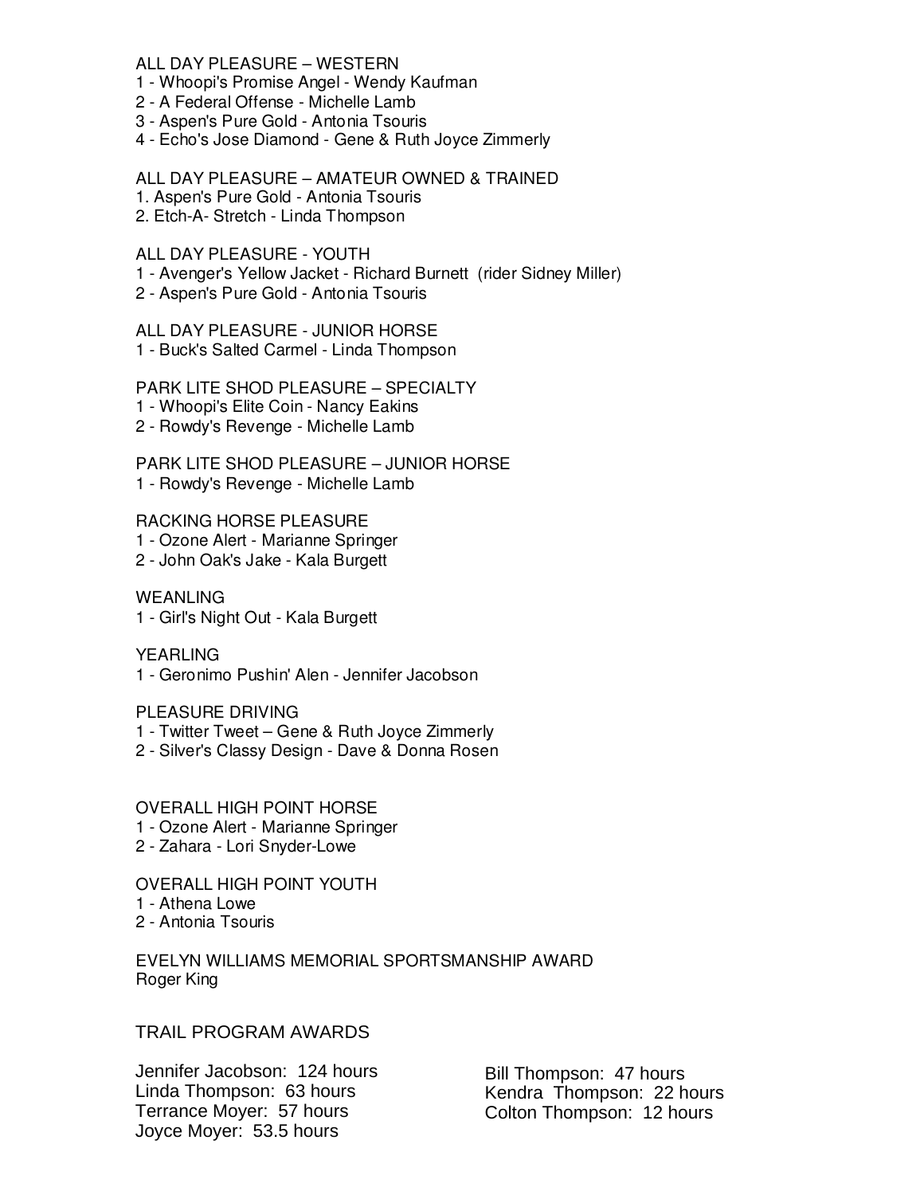ALL DAY PLEASURE – WESTERN

1 - Whoopi's Promise Angel - Wendy Kaufman
2 - A Federal Offense - Michelle Lamb
3 - Aspen's Pure Gold - Antonia Tsouris
4 - Echo's Jose Diamond - Gene & Ruth Joyce Zimmerly

ALL DAY PLEASURE – AMATEUR OWNED & TRAINED

1. Aspen's Pure Gold - Antonia Tsouris
2. Etch-A- Stretch - Linda Thompson

ALL DAY PLEASURE - YOUTH

1 - Avenger's Yellow Jacket - Richard Burnett (rider Sidney Miller)
2 - Aspen's Pure Gold - Antonia Tsouris

ALL DAY PLEASURE - JUNIOR HORSE

1 - Buck's Salted Carmel - Linda Thompson

PARK LITE SHOD PLEASURE – SPECIALTY

1 - Whoopi's Elite Coin - Nancy Eakins
2 - Rowdy's Revenge - Michelle Lamb

PARK LITE SHOD PLEASURE – JUNIOR HORSE

1 - Rowdy's Revenge - Michelle Lamb

RACKING HORSE PLEASURE

1 - Ozone Alert - Marianne Springer
2 - John Oak's Jake - Kala Burgett

WEANLING

1 - Girl's Night Out - Kala Burgett

YEARLING

1 - Geronimo Pushin' Alen - Jennifer Jacobson

PLEASURE DRIVING

1 - Twitter Tweet – Gene & Ruth Joyce Zimmerly
2 - Silver's Classy Design - Dave & Donna Rosen

OVERALL HIGH POINT HORSE

1 - Ozone Alert - Marianne Springer
2 - Zahara - Lori Snyder-Lowe

OVERALL HIGH POINT YOUTH

1 - Athena Lowe
2 - Antonia Tsouris

EVELYN WILLIAMS MEMORIAL SPORTSMANSHIP AWARD

Roger King

TRAIL PROGRAM AWARDS

Jennifer Jacobson: 124 hours
Linda Thompson: 63 hours
Terrance Moyer: 57 hours
Joyce Moyer: 53.5 hours
Bill Thompson: 47 hours
Kendra Thompson: 22 hours
Colton Thompson: 12 hours